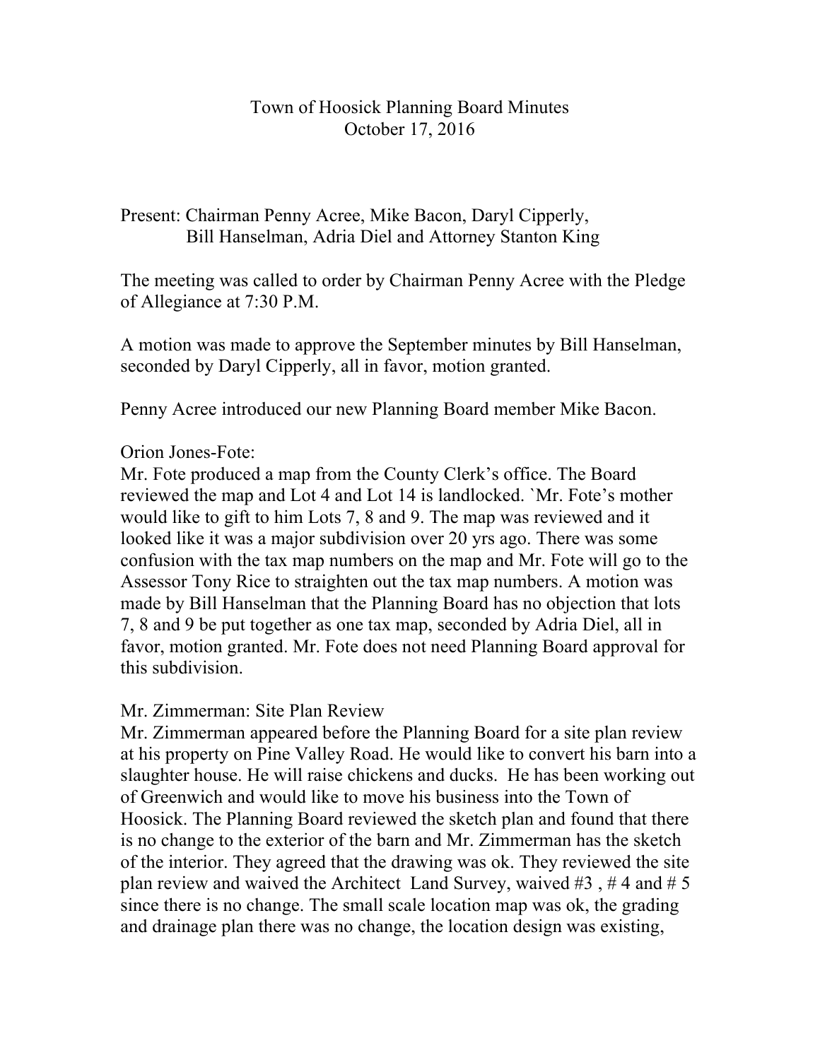# Town of Hoosick Planning Board Minutes
## October 17, 2016

Present: Chairman Penny Acree, Mike Bacon, Daryl Cipperly, Bill Hanselman, Adria Diel and Attorney Stanton King

The meeting was called to order by Chairman Penny Acree with the Pledge of Allegiance at 7:30 P.M.

A motion was made to approve the September minutes by Bill Hanselman, seconded by Daryl Cipperly, all in favor, motion granted.

Penny Acree introduced our new Planning Board member Mike Bacon.

Orion Jones-Fote:
Mr. Fote produced a map from the County Clerk's office. The Board reviewed the map and Lot 4 and Lot 14 is landlocked. `Mr. Fote's mother would like to gift to him Lots 7, 8 and 9. The map was reviewed and it looked like it was a major subdivision over 20 yrs ago. There was some confusion with the tax map numbers on the map and Mr. Fote will go to the Assessor Tony Rice to straighten out the tax map numbers. A motion was made by Bill Hanselman that the Planning Board has no objection that lots 7, 8 and 9 be put together as one tax map, seconded by Adria Diel, all in favor, motion granted. Mr. Fote does not need Planning Board approval for this subdivision.

Mr. Zimmerman: Site Plan Review
Mr. Zimmerman appeared before the Planning Board for a site plan review at his property on Pine Valley Road. He would like to convert his barn into a slaughter house. He will raise chickens and ducks. He has been working out of Greenwich and would like to move his business into the Town of Hoosick. The Planning Board reviewed the sketch plan and found that there is no change to the exterior of the barn and Mr. Zimmerman has the sketch of the interior. They agreed that the drawing was ok. They reviewed the site plan review and waived the Architect Land Survey, waived #3 , # 4 and # 5 since there is no change. The small scale location map was ok, the grading and drainage plan there was no change, the location design was existing,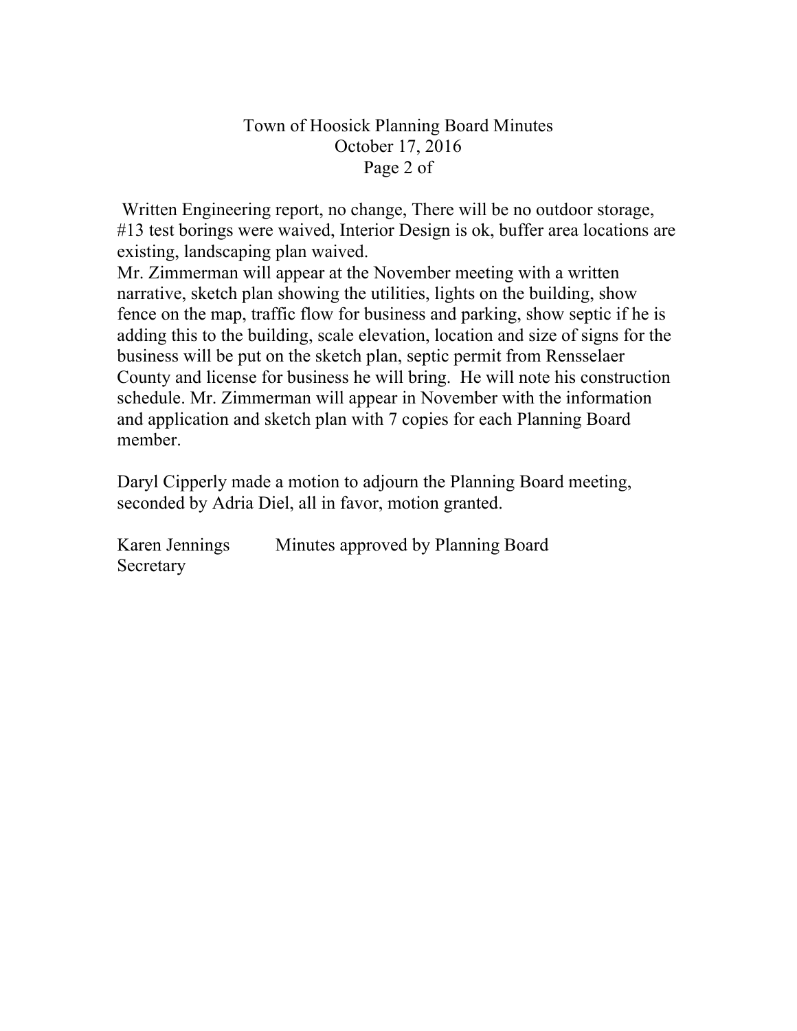Written Engineering report, no change, There will be no outdoor storage, #13 test borings were waived, Interior Design is ok, buffer area locations are existing, landscaping plan waived.
Mr. Zimmerman will appear at the November meeting with a written narrative, sketch plan showing the utilities, lights on the building, show fence on the map, traffic flow for business and parking, show septic if he is adding this to the building, scale elevation, location and size of signs for the business will be put on the sketch plan, septic permit from Rensselaer County and license for business he will bring. He will note his construction schedule. Mr. Zimmerman will appear in November with the information and application and sketch plan with 7 copies for each Planning Board member.

Daryl Cipperly made a motion to adjourn the Planning Board meeting, seconded by Adria Diel, all in favor, motion granted.

Karen Jennings Minutes approved by Planning Board
Secretary